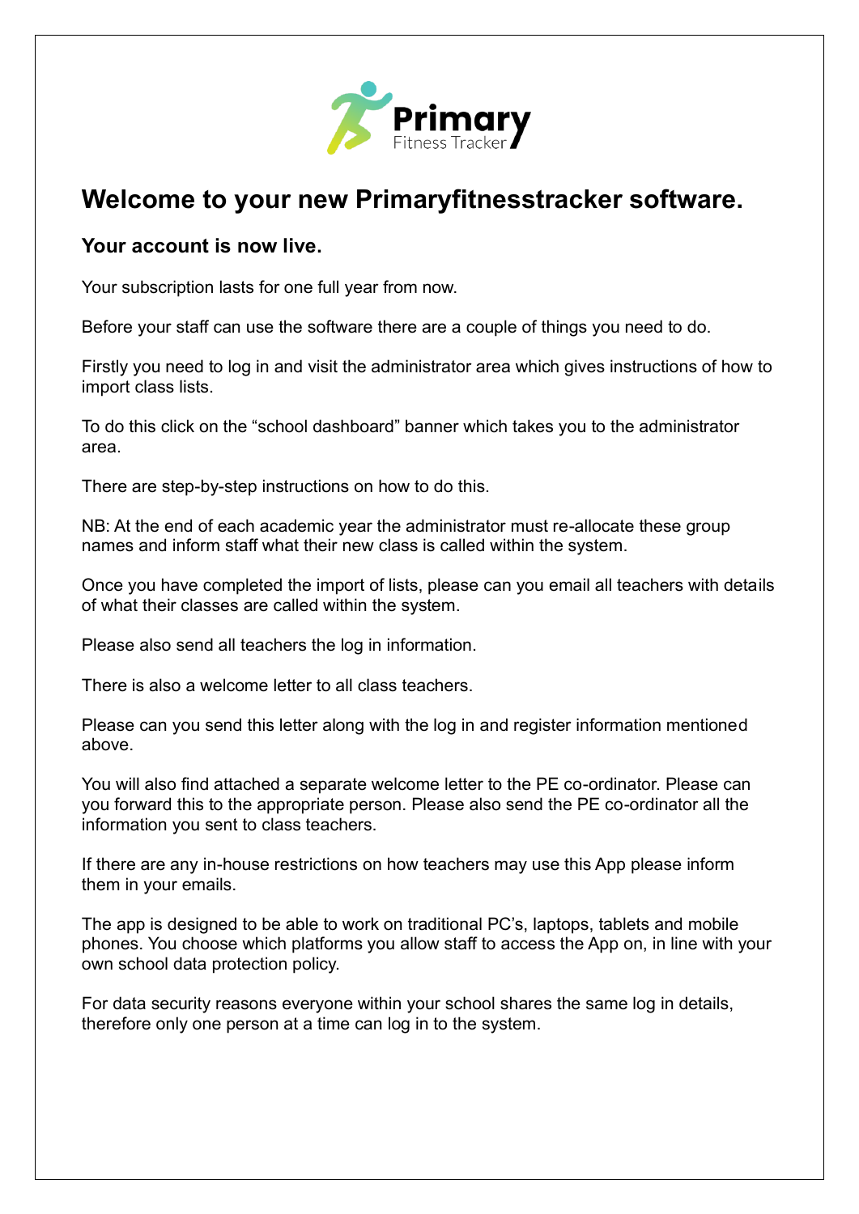# Welcome to your new Primaryfitnesstracker software.

### Your account is now live.

Your subscription lasts for one full year from now.

Before your staff can use the software there are a couple of things you need to do.

Firstly you need to log in and visit the administrator area which gives instructions of how to import class lists.

To do this click on the "school dashboard" banner which takes you to the administrator area.

There are step-by-step instructions on how to do this.

NB: At the end of each academic year the administrator must re-allocate these group names and inform staff what their new class is called within the system.

Once you have completed the import of lists, please can you email all teachers with details of what their classes are called within the system.

Please also send all teachers the log in information.

There is also a welcome letter to all class teachers.

Please can you send this letter along with the log in and register information mentioned above.

You will also find attached a separate welcome letter to the PE co-ordinator. Please can you forward this to the appropriate person. Please also send the PE co-ordinator all the information you sent to class teachers.

If there are any in-house restrictions on how teachers may use this App please inform them in your emails.

The app is designed to be able to work on traditional PC's, laptops, tablets and mobile phones. You choose which platforms you allow staff to access the App on, in line with your own school data protection policy.

For data security reasons everyone within your school shares the same log in details, therefore only one person at a time can log in to the system.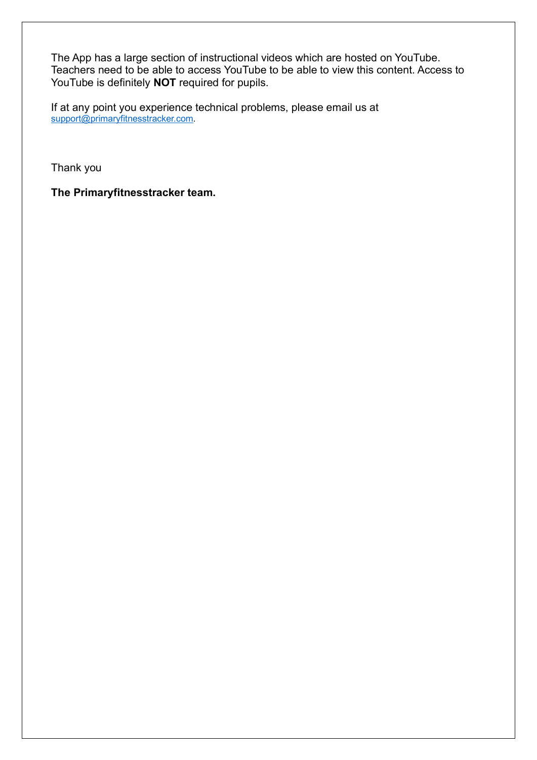The App has a large section of instructional videos which are hosted on YouTube. Teachers need to be able to access YouTube to be able to view this content. Access to YouTube is definitely **NOT** required for pupils.

If at any point you experience technical problems, please email us at support@primaryfitnesstracker.com.

Thank you

**The Primaryfitnesstracker team.**